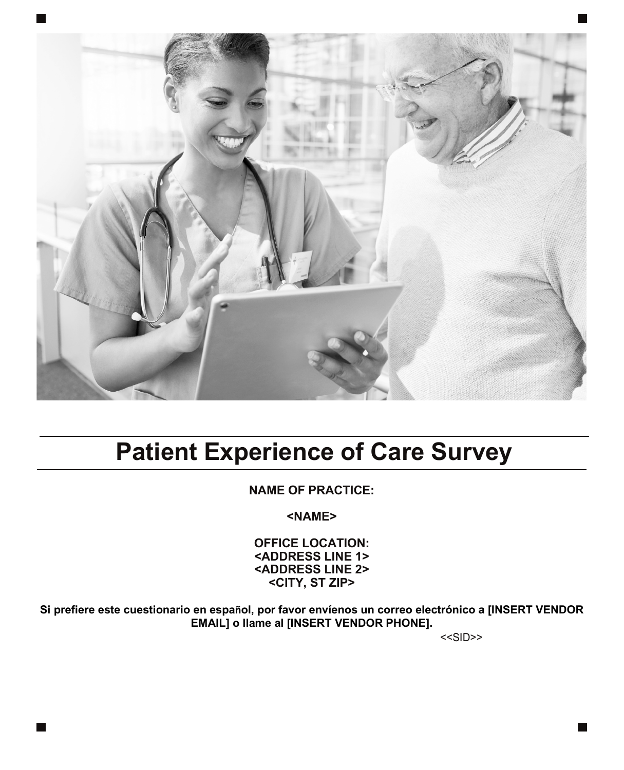# Patient Experience of Care Survey

**NAME OF PRACTICE:**

**<NAME>**

**OFFICE LOCATION:**
**<ADDRESS LINE 1>**
**<ADDRESS LINE 2>**
**<CITY, ST ZIP>**

**Si prefiere este cuestionario en español, por favor envíenos un correo electrónico a [INSERT VENDOR EMAIL] o llame al [INSERT VENDOR PHONE].**

<<SID>>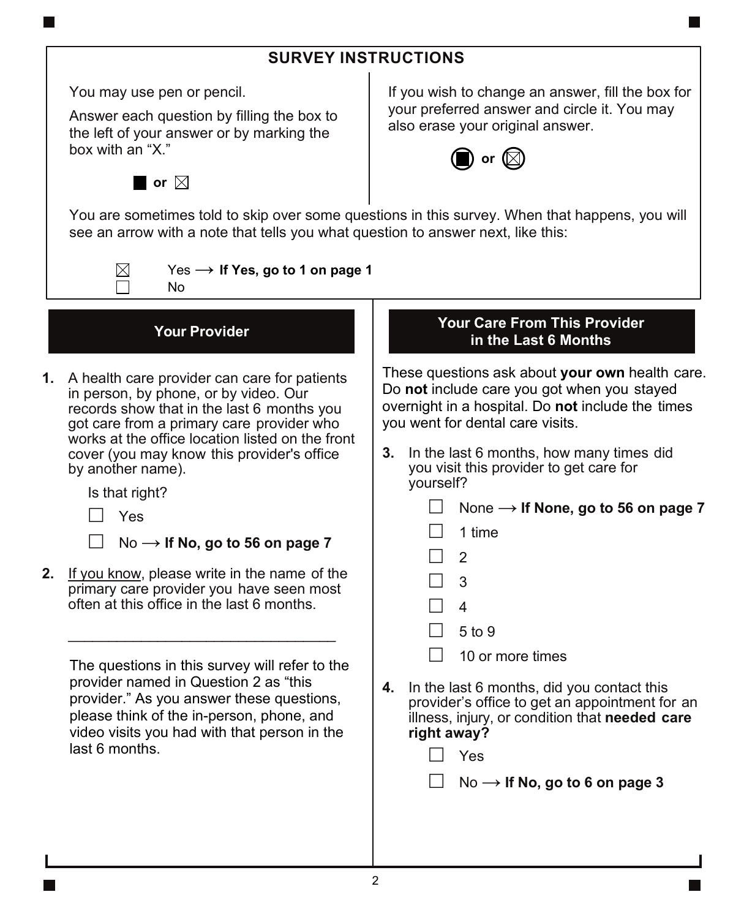## SURVEY INSTRUCTIONS

You may use pen or pencil.

Answer each question by filling the box to the left of your answer or by marking the box with an "X."

■ or ☒

If you wish to change an answer, fill the box for your preferred answer and circle it. You may also erase your original answer.

(■) or (☒)

You are sometimes told to skip over some questions in this survey. When that happens, you will see an arrow with a note that tells you what question to answer next, like this:

- ☒ Yes → **If Yes, go to 1 on page 1**
- ☐ No

## Your Provider

**1.** A health care provider can care for patients in person, by phone, or by video. Our records show that in the last 6 months you got care from a primary care provider who works at the office location listed on the front cover (you may know this provider's office by another name).

Is that right?

- ☐ Yes
- ☐ No → **If No, go to 56 on page 7**

**2.** If you know, please write in the name of the primary care provider you have seen most often at this office in the last 6 months.

\_\_\_\_\_\_\_\_\_\_\_\_\_\_\_\_\_\_\_\_\_\_\_\_\_\_\_\_\_\_\_\_

The questions in this survey will refer to the provider named in Question 2 as "this provider." As you answer these questions, please think of the in-person, phone, and video visits you had with that person in the last 6 months.

## Your Care From This Provider in the Last 6 Months

These questions ask about **your own** health care. Do **not** include care you got when you stayed overnight in a hospital. Do **not** include the times you went for dental care visits.

**3.** In the last 6 months, how many times did you visit this provider to get care for yourself?

- ☐ None → **If None, go to 56 on page 7**
- ☐ 1 time
- ☐ 2
- ☐ 3
- ☐ 4
- ☐ 5 to 9
- ☐ 10 or more times

**4.** In the last 6 months, did you contact this provider's office to get an appointment for an illness, injury, or condition that **needed care right away?**

- ☐ Yes
- ☐ No → **If No, go to 6 on page 3**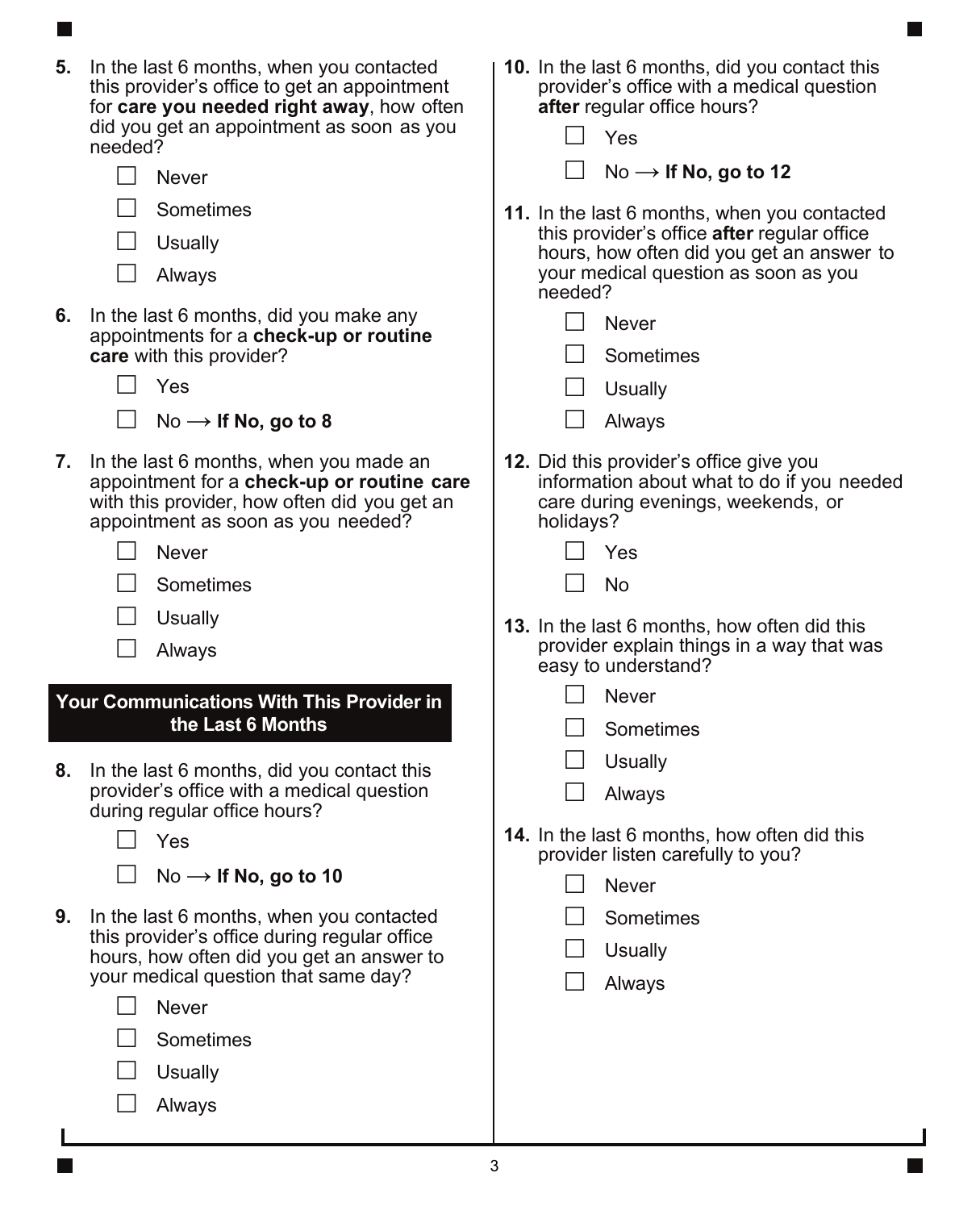**5.** In the last 6 months, when you contacted this provider's office to get an appointment for **care you needed right away**, how often did you get an appointment as soon as you needed?

- ☐ Never
- ☐ Sometimes
- ☐ Usually
- ☐ Always

**6.** In the last 6 months, did you make any appointments for a **check-up or routine care** with this provider?

- ☐ Yes
- ☐ No → **If No, go to 8**

**7.** In the last 6 months, when you made an appointment for a **check-up or routine care** with this provider, how often did you get an appointment as soon as you needed?

- ☐ Never
- ☐ Sometimes
- ☐ Usually
- ☐ Always

## Your Communications With This Provider in the Last 6 Months

**8.** In the last 6 months, did you contact this provider's office with a medical question during regular office hours?

- ☐ Yes
- ☐ No → **If No, go to 10**

**9.** In the last 6 months, when you contacted this provider's office during regular office hours, how often did you get an answer to your medical question that same day?

- ☐ Never
- ☐ Sometimes
- ☐ Usually
- ☐ Always

**10.** In the last 6 months, did you contact this provider's office with a medical question **after** regular office hours?

- ☐ Yes
- ☐ No → **If No, go to 12**

**11.** In the last 6 months, when you contacted this provider's office **after** regular office hours, how often did you get an answer to your medical question as soon as you needed?

- ☐ Never
- ☐ Sometimes
- ☐ Usually
- ☐ Always

**12.** Did this provider's office give you information about what to do if you needed care during evenings, weekends, or holidays?

- ☐ Yes
- ☐ No

**13.** In the last 6 months, how often did this provider explain things in a way that was easy to understand?

- ☐ Never
- ☐ Sometimes
- ☐ Usually
- ☐ Always

**14.** In the last 6 months, how often did this provider listen carefully to you?

- ☐ Never
- ☐ Sometimes
- ☐ Usually
- ☐ Always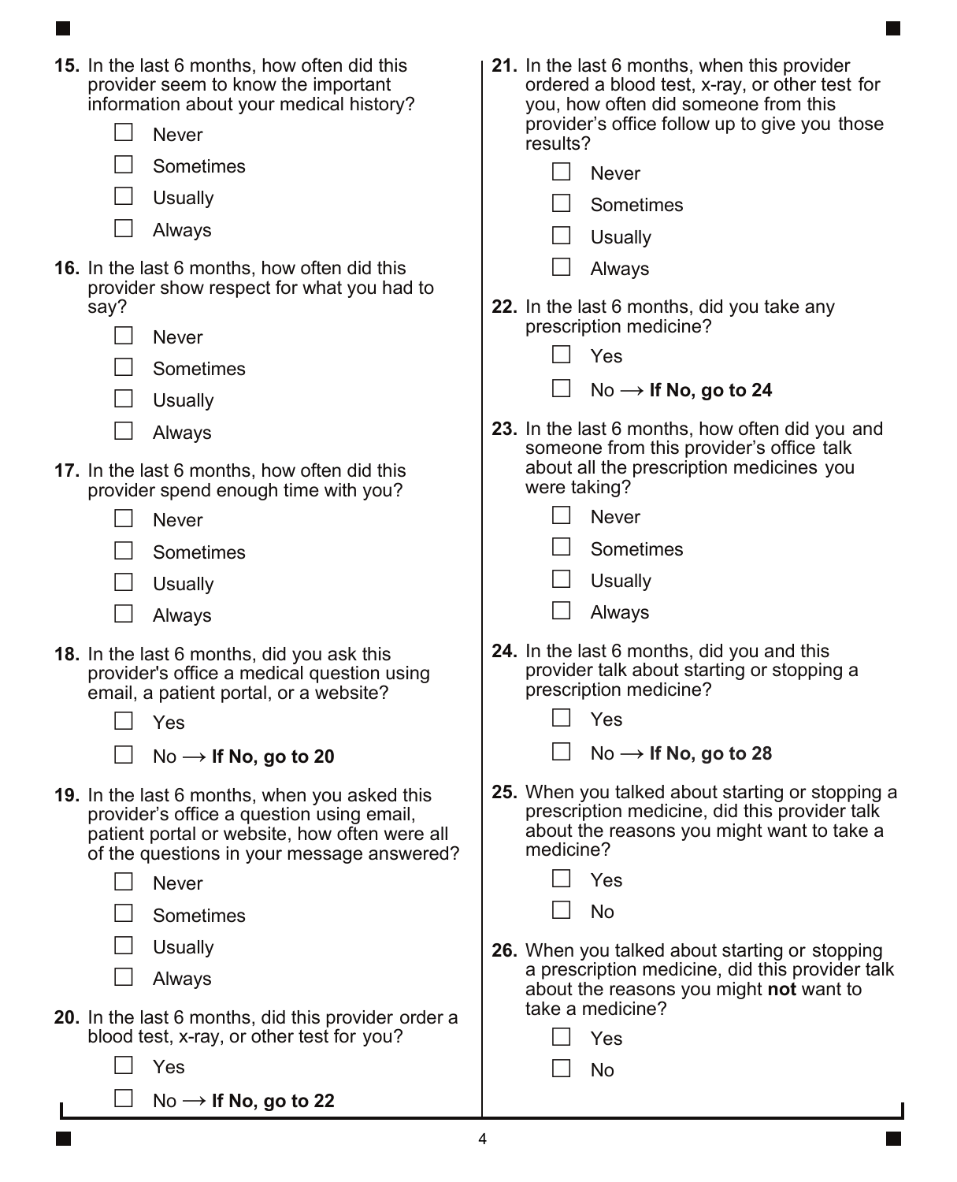**15.** In the last 6 months, how often did this provider seem to know the important information about your medical history?

- ☐ Never
- ☐ Sometimes
- ☐ Usually
- ☐ Always

**16.** In the last 6 months, how often did this provider show respect for what you had to say?

- ☐ Never
- ☐ Sometimes
- ☐ Usually
- ☐ Always

**17.** In the last 6 months, how often did this provider spend enough time with you?

- ☐ Never
- ☐ Sometimes
- ☐ Usually
- ☐ Always

**18.** In the last 6 months, did you ask this provider's office a medical question using email, a patient portal, or a website?

- ☐ Yes
- ☐ No → **If No, go to 20**

**19.** In the last 6 months, when you asked this provider's office a question using email, patient portal or website, how often were all of the questions in your message answered?

- ☐ Never
- ☐ Sometimes
- ☐ Usually
- ☐ Always

**20.** In the last 6 months, did this provider order a blood test, x-ray, or other test for you?

- ☐ Yes
- ☐ No → **If No, go to 22**

**21.** In the last 6 months, when this provider ordered a blood test, x-ray, or other test for you, how often did someone from this provider's office follow up to give you those results?

- ☐ Never
- ☐ Sometimes
- ☐ Usually
- ☐ Always

**22.** In the last 6 months, did you take any prescription medicine?

- ☐ Yes
- ☐ No → **If No, go to 24**

**23.** In the last 6 months, how often did you and someone from this provider's office talk about all the prescription medicines you were taking?

- ☐ Never
- ☐ Sometimes
- ☐ Usually
- ☐ Always

**24.** In the last 6 months, did you and this provider talk about starting or stopping a prescription medicine?

- ☐ Yes
- ☐ No → **If No, go to 28**

**25.** When you talked about starting or stopping a prescription medicine, did this provider talk about the reasons you might want to take a medicine?

- ☐ Yes
- ☐ No

**26.** When you talked about starting or stopping a prescription medicine, did this provider talk about the reasons you might **not** want to take a medicine?

- ☐ Yes
- ☐ No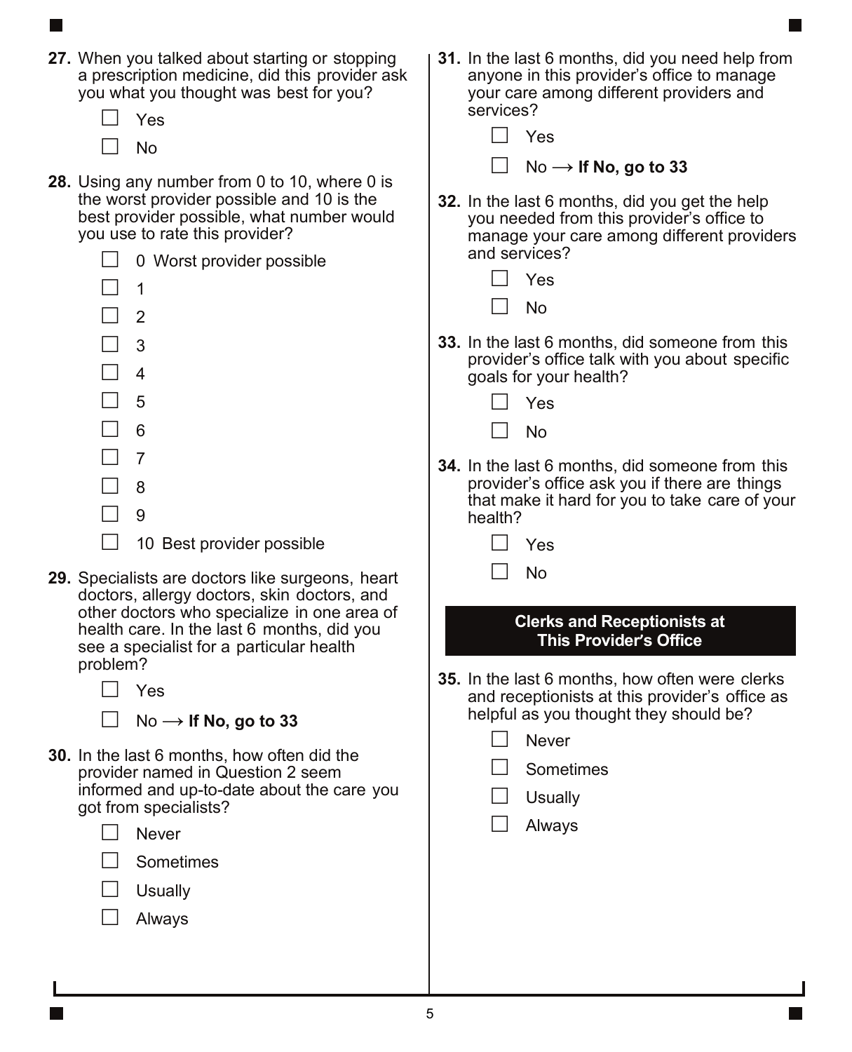**27.** When you talked about starting or stopping a prescription medicine, did this provider ask you what you thought was best for you?

- ☐ Yes
- ☐ No

**28.** Using any number from 0 to 10, where 0 is the worst provider possible and 10 is the best provider possible, what number would you use to rate this provider?

- ☐ 0 Worst provider possible
- ☐ 1
- ☐ 2
- ☐ 3
- ☐ 4
- ☐ 5
- ☐ 6
- ☐ 7
- ☐ 8
- ☐ 9
- ☐ 10 Best provider possible

**29.** Specialists are doctors like surgeons, heart doctors, allergy doctors, skin doctors, and other doctors who specialize in one area of health care. In the last 6 months, did you see a specialist for a particular health problem?

- ☐ Yes
- ☐ No → **If No, go to 33**

**30.** In the last 6 months, how often did the provider named in Question 2 seem informed and up-to-date about the care you got from specialists?

- ☐ Never
- ☐ Sometimes
- ☐ Usually
- ☐ Always

**31.** In the last 6 months, did you need help from anyone in this provider's office to manage your care among different providers and services?

- ☐ Yes
- ☐ No → **If No, go to 33**

**32.** In the last 6 months, did you get the help you needed from this provider's office to manage your care among different providers and services?

- ☐ Yes
- ☐ No

**33.** In the last 6 months, did someone from this provider's office talk with you about specific goals for your health?

- ☐ Yes
- ☐ No

**34.** In the last 6 months, did someone from this provider's office ask you if there are things that make it hard for you to take care of your health?

- ☐ Yes
- ☐ No

## Clerks and Receptionists at This Provider's Office

**35.** In the last 6 months, how often were clerks and receptionists at this provider's office as helpful as you thought they should be?

- ☐ Never
- ☐ Sometimes
- ☐ Usually
- ☐ Always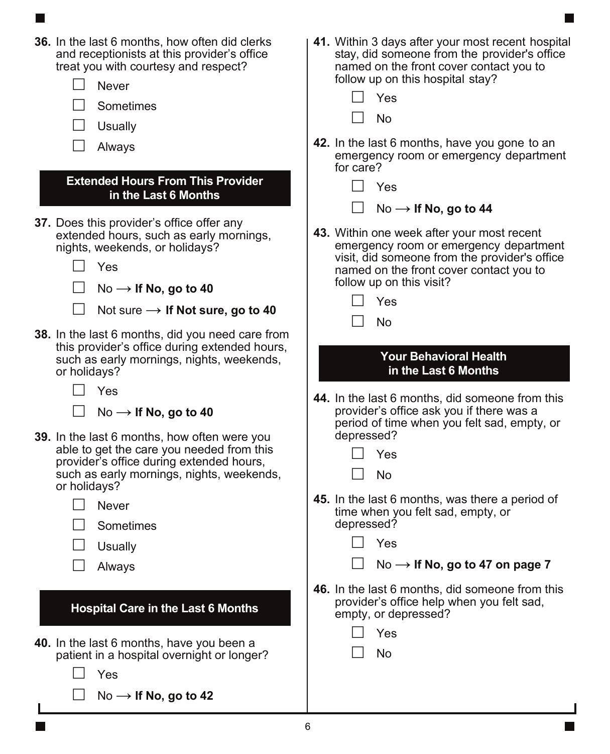**36.** In the last 6 months, how often did clerks and receptionists at this provider's office treat you with courtesy and respect?

- ☐ Never
- ☐ Sometimes
- ☐ Usually
- ☐ Always

## Extended Hours From This Provider in the Last 6 Months

**37.** Does this provider's office offer any extended hours, such as early mornings, nights, weekends, or holidays?

- ☐ Yes
- ☐ No → **If No, go to 40**
- ☐ Not sure → **If Not sure, go to 40**

**38.** In the last 6 months, did you need care from this provider's office during extended hours, such as early mornings, nights, weekends, or holidays?

- ☐ Yes
- ☐ No → **If No, go to 40**

**39.** In the last 6 months, how often were you able to get the care you needed from this provider's office during extended hours, such as early mornings, nights, weekends, or holidays?

- ☐ Never
- ☐ Sometimes
- ☐ Usually
- ☐ Always

## Hospital Care in the Last 6 Months

**40.** In the last 6 months, have you been a patient in a hospital overnight or longer?

- ☐ Yes
- ☐ No → **If No, go to 42**

**41.** Within 3 days after your most recent hospital stay, did someone from the provider's office named on the front cover contact you to follow up on this hospital stay?

- ☐ Yes
- ☐ No

**42.** In the last 6 months, have you gone to an emergency room or emergency department for care?

- ☐ Yes
- ☐ No → **If No, go to 44**

**43.** Within one week after your most recent emergency room or emergency department visit, did someone from the provider's office named on the front cover contact you to follow up on this visit?

- ☐ Yes
- ☐ No

## Your Behavioral Health in the Last 6 Months

**44.** In the last 6 months, did someone from this provider's office ask you if there was a period of time when you felt sad, empty, or depressed?

- ☐ Yes
- ☐ No

**45.** In the last 6 months, was there a period of time when you felt sad, empty, or depressed?

- ☐ Yes
- ☐ No → **If No, go to 47 on page 7**

**46.** In the last 6 months, did someone from this provider's office help when you felt sad, empty, or depressed?

- ☐ Yes
- ☐ No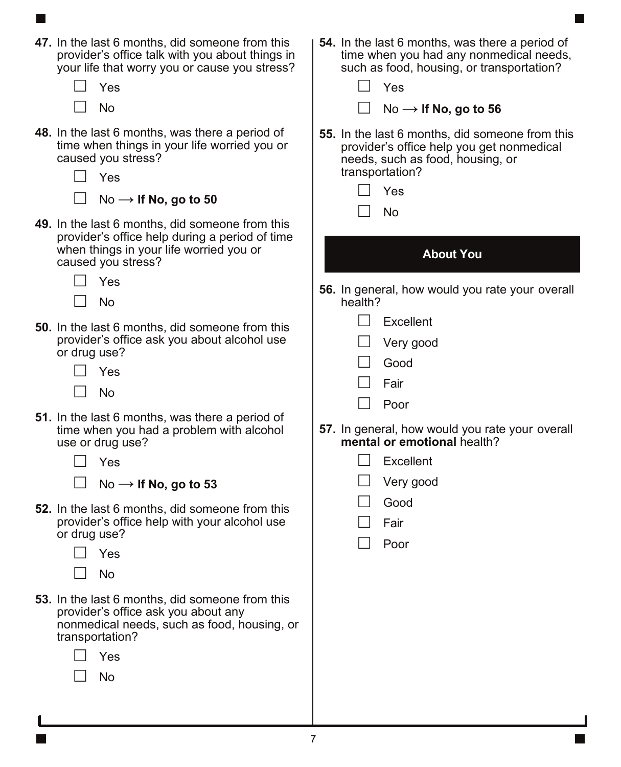**47.** In the last 6 months, did someone from this provider's office talk with you about things in your life that worry you or cause you stress?

- ☐ Yes
- ☐ No

**48.** In the last 6 months, was there a period of time when things in your life worried you or caused you stress?

- ☐ Yes
- ☐ No → **If No, go to 50**

**49.** In the last 6 months, did someone from this provider's office help during a period of time when things in your life worried you or caused you stress?

- ☐ Yes
- ☐ No

**50.** In the last 6 months, did someone from this provider's office ask you about alcohol use or drug use?

- ☐ Yes
- ☐ No

**51.** In the last 6 months, was there a period of time when you had a problem with alcohol use or drug use?

- ☐ Yes
- ☐ No → **If No, go to 53**

**52.** In the last 6 months, did someone from this provider's office help with your alcohol use or drug use?

- ☐ Yes
- ☐ No

**53.** In the last 6 months, did someone from this provider's office ask you about any nonmedical needs, such as food, housing, or transportation?

- ☐ Yes
- ☐ No

**54.** In the last 6 months, was there a period of time when you had any nonmedical needs, such as food, housing, or transportation?

- ☐ Yes
- ☐ No → **If No, go to 56**

**55.** In the last 6 months, did someone from this provider's office help you get nonmedical needs, such as food, housing, or transportation?

- ☐ Yes
- ☐ No

## About You

**56.** In general, how would you rate your overall health?

- ☐ Excellent
- ☐ Very good
- ☐ Good
- ☐ Fair
- ☐ Poor

**57.** In general, how would you rate your overall **mental or emotional** health?

- ☐ Excellent
- ☐ Very good
- ☐ Good
- ☐ Fair
- ☐ Poor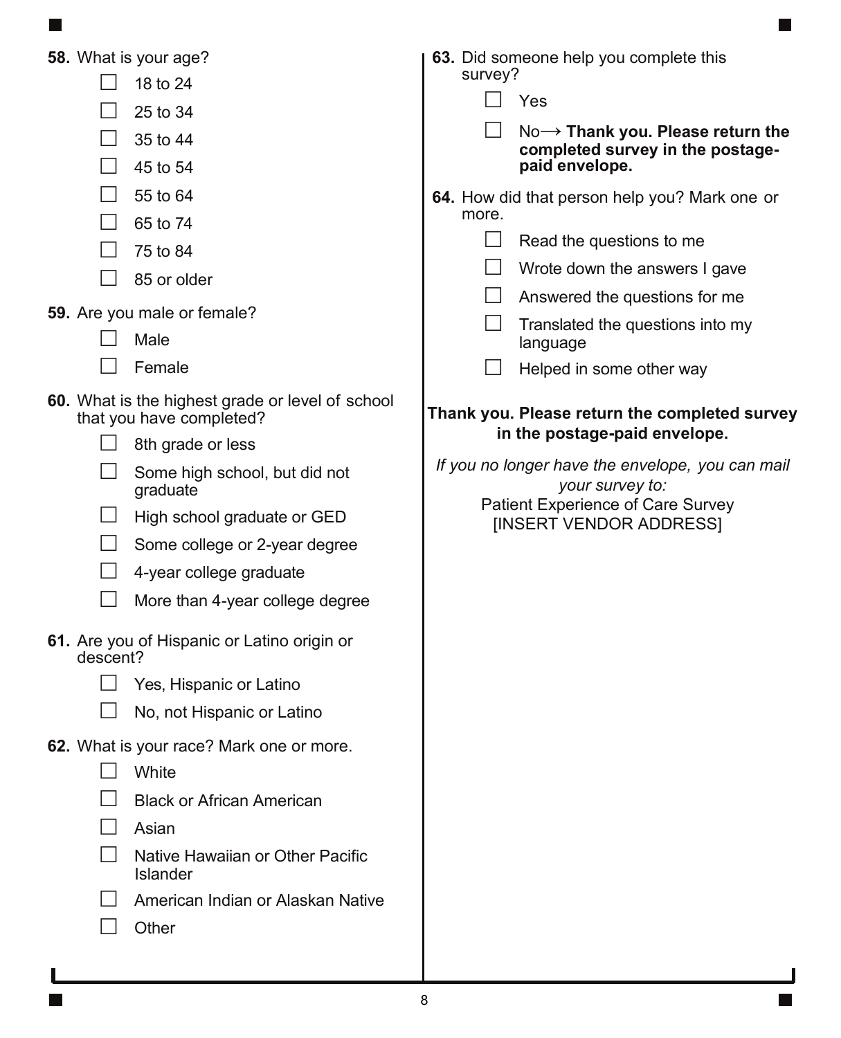**58.** What is your age?

- ☐ 18 to 24
- ☐ 25 to 34
- ☐ 35 to 44
- ☐ 45 to 54
- ☐ 55 to 64
- ☐ 65 to 74
- ☐ 75 to 84
- ☐ 85 or older

**59.** Are you male or female?

- ☐ Male
- ☐ Female

**60.** What is the highest grade or level of school that you have completed?

- ☐ 8th grade or less
- ☐ Some high school, but did not graduate
- ☐ High school graduate or GED
- ☐ Some college or 2-year degree
- ☐ 4-year college graduate
- ☐ More than 4-year college degree

**61.** Are you of Hispanic or Latino origin or descent?

- ☐ Yes, Hispanic or Latino
- ☐ No, not Hispanic or Latino

**62.** What is your race? Mark one or more.

- ☐ White
- ☐ Black or African American
- ☐ Asian
- ☐ Native Hawaiian or Other Pacific Islander
- ☐ American Indian or Alaskan Native
- ☐ Other

**63.** Did someone help you complete this survey?

- ☐ Yes
- ☐ No→ **Thank you. Please return the completed survey in the postage-paid envelope.**

**64.** How did that person help you? Mark one or more.

- ☐ Read the questions to me
- ☐ Wrote down the answers I gave
- ☐ Answered the questions for me
- ☐ Translated the questions into my language
- ☐ Helped in some other way

**Thank you. Please return the completed survey in the postage-paid envelope.**

*If you no longer have the envelope, you can mail your survey to:*

Patient Experience of Care Survey
[INSERT VENDOR ADDRESS]